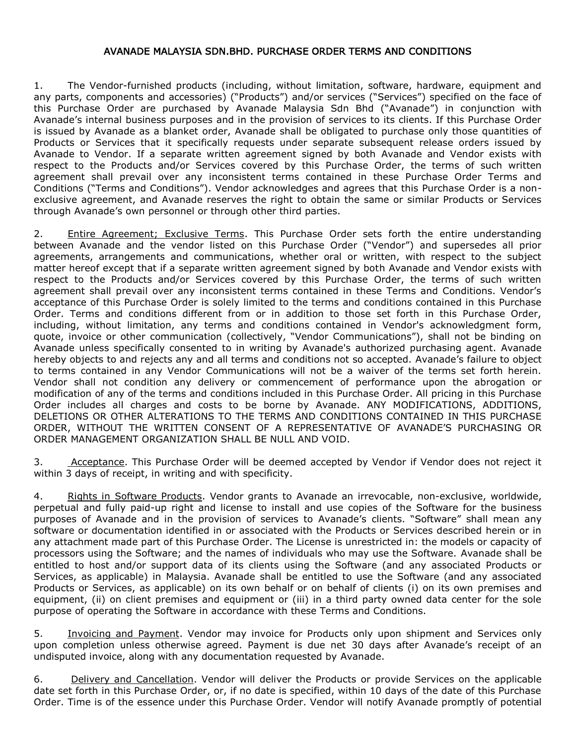# AVANADE MALAYSIA SDN.BHD. PURCHASE ORDER TERMS AND CONDITIONS

1. The Vendor-furnished products (including, without limitation, software, hardware, equipment and any parts, components and accessories) ("Products") and/or services ("Services") specified on the face of this Purchase Order are purchased by Avanade Malaysia Sdn Bhd ("Avanade") in conjunction with Avanade's internal business purposes and in the provision of services to its clients. If this Purchase Order is issued by Avanade as a blanket order, Avanade shall be obligated to purchase only those quantities of Products or Services that it specifically requests under separate subsequent release orders issued by Avanade to Vendor. If a separate written agreement signed by both Avanade and Vendor exists with respect to the Products and/or Services covered by this Purchase Order, the terms of such written agreement shall prevail over any inconsistent terms contained in these Purchase Order Terms and Conditions ("Terms and Conditions"). Vendor acknowledges and agrees that this Purchase Order is a non-exclusive agreement, and Avanade reserves the right to obtain the same or similar Products or Services through Avanade's own personnel or through other third parties.

2. Entire Agreement; Exclusive Terms. This Purchase Order sets forth the entire understanding between Avanade and the vendor listed on this Purchase Order ("Vendor") and supersedes all prior agreements, arrangements and communications, whether oral or written, with respect to the subject matter hereof except that if a separate written agreement signed by both Avanade and Vendor exists with respect to the Products and/or Services covered by this Purchase Order, the terms of such written agreement shall prevail over any inconsistent terms contained in these Terms and Conditions. Vendor's acceptance of this Purchase Order is solely limited to the terms and conditions contained in this Purchase Order. Terms and conditions different from or in addition to those set forth in this Purchase Order, including, without limitation, any terms and conditions contained in Vendor's acknowledgment form, quote, invoice or other communication (collectively, "Vendor Communications"), shall not be binding on Avanade unless specifically consented to in writing by Avanade's authorized purchasing agent. Avanade hereby objects to and rejects any and all terms and conditions not so accepted. Avanade's failure to object to terms contained in any Vendor Communications will not be a waiver of the terms set forth herein. Vendor shall not condition any delivery or commencement of performance upon the abrogation or modification of any of the terms and conditions included in this Purchase Order. All pricing in this Purchase Order includes all charges and costs to be borne by Avanade. ANY MODIFICATIONS, ADDITIONS, DELETIONS OR OTHER ALTERATIONS TO THE TERMS AND CONDITIONS CONTAINED IN THIS PURCHASE ORDER, WITHOUT THE WRITTEN CONSENT OF A REPRESENTATIVE OF AVANADE'S PURCHASING OR ORDER MANAGEMENT ORGANIZATION SHALL BE NULL AND VOID.

3. Acceptance. This Purchase Order will be deemed accepted by Vendor if Vendor does not reject it within 3 days of receipt, in writing and with specificity.

4. Rights in Software Products. Vendor grants to Avanade an irrevocable, non-exclusive, worldwide, perpetual and fully paid-up right and license to install and use copies of the Software for the business purposes of Avanade and in the provision of services to Avanade's clients. "Software" shall mean any software or documentation identified in or associated with the Products or Services described herein or in any attachment made part of this Purchase Order. The License is unrestricted in: the models or capacity of processors using the Software; and the names of individuals who may use the Software. Avanade shall be entitled to host and/or support data of its clients using the Software (and any associated Products or Services, as applicable) in Malaysia. Avanade shall be entitled to use the Software (and any associated Products or Services, as applicable) on its own behalf or on behalf of clients (i) on its own premises and equipment, (ii) on client premises and equipment or (iii) in a third party owned data center for the sole purpose of operating the Software in accordance with these Terms and Conditions.

5. Invoicing and Payment. Vendor may invoice for Products only upon shipment and Services only upon completion unless otherwise agreed. Payment is due net 30 days after Avanade's receipt of an undisputed invoice, along with any documentation requested by Avanade.

6. Delivery and Cancellation. Vendor will deliver the Products or provide Services on the applicable date set forth in this Purchase Order, or, if no date is specified, within 10 days of the date of this Purchase Order. Time is of the essence under this Purchase Order. Vendor will notify Avanade promptly of potential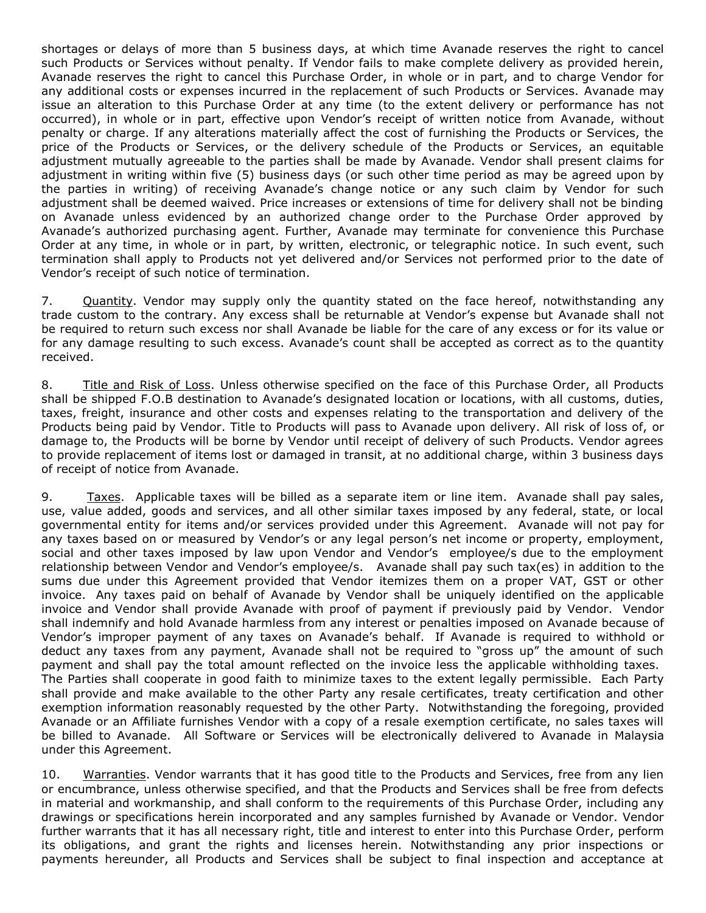shortages or delays of more than 5 business days, at which time Avanade reserves the right to cancel such Products or Services without penalty. If Vendor fails to make complete delivery as provided herein, Avanade reserves the right to cancel this Purchase Order, in whole or in part, and to charge Vendor for any additional costs or expenses incurred in the replacement of such Products or Services. Avanade may issue an alteration to this Purchase Order at any time (to the extent delivery or performance has not occurred), in whole or in part, effective upon Vendor's receipt of written notice from Avanade, without penalty or charge. If any alterations materially affect the cost of furnishing the Products or Services, the price of the Products or Services, or the delivery schedule of the Products or Services, an equitable adjustment mutually agreeable to the parties shall be made by Avanade. Vendor shall present claims for adjustment in writing within five (5) business days (or such other time period as may be agreed upon by the parties in writing) of receiving Avanade's change notice or any such claim by Vendor for such adjustment shall be deemed waived. Price increases or extensions of time for delivery shall not be binding on Avanade unless evidenced by an authorized change order to the Purchase Order approved by Avanade's authorized purchasing agent. Further, Avanade may terminate for convenience this Purchase Order at any time, in whole or in part, by written, electronic, or telegraphic notice. In such event, such termination shall apply to Products not yet delivered and/or Services not performed prior to the date of Vendor's receipt of such notice of termination.

7. Quantity. Vendor may supply only the quantity stated on the face hereof, notwithstanding any trade custom to the contrary. Any excess shall be returnable at Vendor's expense but Avanade shall not be required to return such excess nor shall Avanade be liable for the care of any excess or for its value or for any damage resulting to such excess. Avanade's count shall be accepted as correct as to the quantity received.

8. Title and Risk of Loss. Unless otherwise specified on the face of this Purchase Order, all Products shall be shipped F.O.B destination to Avanade's designated location or locations, with all customs, duties, taxes, freight, insurance and other costs and expenses relating to the transportation and delivery of the Products being paid by Vendor. Title to Products will pass to Avanade upon delivery. All risk of loss of, or damage to, the Products will be borne by Vendor until receipt of delivery of such Products. Vendor agrees to provide replacement of items lost or damaged in transit, at no additional charge, within 3 business days of receipt of notice from Avanade.

9. Taxes. Applicable taxes will be billed as a separate item or line item. Avanade shall pay sales, use, value added, goods and services, and all other similar taxes imposed by any federal, state, or local governmental entity for items and/or services provided under this Agreement. Avanade will not pay for any taxes based on or measured by Vendor's or any legal person's net income or property, employment, social and other taxes imposed by law upon Vendor and Vendor's employee/s due to the employment relationship between Vendor and Vendor's employee/s. Avanade shall pay such tax(es) in addition to the sums due under this Agreement provided that Vendor itemizes them on a proper VAT, GST or other invoice. Any taxes paid on behalf of Avanade by Vendor shall be uniquely identified on the applicable invoice and Vendor shall provide Avanade with proof of payment if previously paid by Vendor. Vendor shall indemnify and hold Avanade harmless from any interest or penalties imposed on Avanade because of Vendor's improper payment of any taxes on Avanade's behalf. If Avanade is required to withhold or deduct any taxes from any payment, Avanade shall not be required to "gross up" the amount of such payment and shall pay the total amount reflected on the invoice less the applicable withholding taxes. The Parties shall cooperate in good faith to minimize taxes to the extent legally permissible. Each Party shall provide and make available to the other Party any resale certificates, treaty certification and other exemption information reasonably requested by the other Party. Notwithstanding the foregoing, provided Avanade or an Affiliate furnishes Vendor with a copy of a resale exemption certificate, no sales taxes will be billed to Avanade. All Software or Services will be electronically delivered to Avanade in Malaysia under this Agreement.

10. Warranties. Vendor warrants that it has good title to the Products and Services, free from any lien or encumbrance, unless otherwise specified, and that the Products and Services shall be free from defects in material and workmanship, and shall conform to the requirements of this Purchase Order, including any drawings or specifications herein incorporated and any samples furnished by Avanade or Vendor. Vendor further warrants that it has all necessary right, title and interest to enter into this Purchase Order, perform its obligations, and grant the rights and licenses herein. Notwithstanding any prior inspections or payments hereunder, all Products and Services shall be subject to final inspection and acceptance at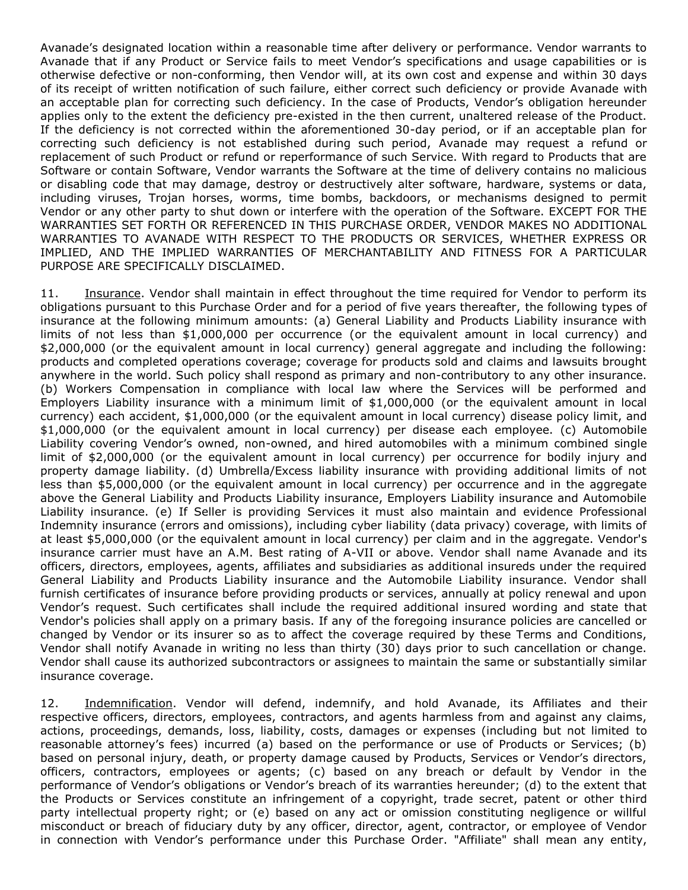Avanade's designated location within a reasonable time after delivery or performance. Vendor warrants to Avanade that if any Product or Service fails to meet Vendor's specifications and usage capabilities or is otherwise defective or non-conforming, then Vendor will, at its own cost and expense and within 30 days of its receipt of written notification of such failure, either correct such deficiency or provide Avanade with an acceptable plan for correcting such deficiency. In the case of Products, Vendor's obligation hereunder applies only to the extent the deficiency pre-existed in the then current, unaltered release of the Product. If the deficiency is not corrected within the aforementioned 30-day period, or if an acceptable plan for correcting such deficiency is not established during such period, Avanade may request a refund or replacement of such Product or refund or reperformance of such Service. With regard to Products that are Software or contain Software, Vendor warrants the Software at the time of delivery contains no malicious or disabling code that may damage, destroy or destructively alter software, hardware, systems or data, including viruses, Trojan horses, worms, time bombs, backdoors, or mechanisms designed to permit Vendor or any other party to shut down or interfere with the operation of the Software. EXCEPT FOR THE WARRANTIES SET FORTH OR REFERENCED IN THIS PURCHASE ORDER, VENDOR MAKES NO ADDITIONAL WARRANTIES TO AVANADE WITH RESPECT TO THE PRODUCTS OR SERVICES, WHETHER EXPRESS OR IMPLIED, AND THE IMPLIED WARRANTIES OF MERCHANTABILITY AND FITNESS FOR A PARTICULAR PURPOSE ARE SPECIFICALLY DISCLAIMED.

11. Insurance. Vendor shall maintain in effect throughout the time required for Vendor to perform its obligations pursuant to this Purchase Order and for a period of five years thereafter, the following types of insurance at the following minimum amounts: (a) General Liability and Products Liability insurance with limits of not less than $1,000,000 per occurrence (or the equivalent amount in local currency) and $2,000,000 (or the equivalent amount in local currency) general aggregate and including the following: products and completed operations coverage; coverage for products sold and claims and lawsuits brought anywhere in the world. Such policy shall respond as primary and non-contributory to any other insurance. (b) Workers Compensation in compliance with local law where the Services will be performed and Employers Liability insurance with a minimum limit of $1,000,000 (or the equivalent amount in local currency) each accident, $1,000,000 (or the equivalent amount in local currency) disease policy limit, and $1,000,000 (or the equivalent amount in local currency) per disease each employee. (c) Automobile Liability covering Vendor's owned, non-owned, and hired automobiles with a minimum combined single limit of $2,000,000 (or the equivalent amount in local currency) per occurrence for bodily injury and property damage liability. (d) Umbrella/Excess liability insurance with providing additional limits of not less than $5,000,000 (or the equivalent amount in local currency) per occurrence and in the aggregate above the General Liability and Products Liability insurance, Employers Liability insurance and Automobile Liability insurance. (e) If Seller is providing Services it must also maintain and evidence Professional Indemnity insurance (errors and omissions), including cyber liability (data privacy) coverage, with limits of at least $5,000,000 (or the equivalent amount in local currency) per claim and in the aggregate. Vendor's insurance carrier must have an A.M. Best rating of A-VII or above. Vendor shall name Avanade and its officers, directors, employees, agents, affiliates and subsidiaries as additional insureds under the required General Liability and Products Liability insurance and the Automobile Liability insurance. Vendor shall furnish certificates of insurance before providing products or services, annually at policy renewal and upon Vendor's request. Such certificates shall include the required additional insured wording and state that Vendor's policies shall apply on a primary basis. If any of the foregoing insurance policies are cancelled or changed by Vendor or its insurer so as to affect the coverage required by these Terms and Conditions, Vendor shall notify Avanade in writing no less than thirty (30) days prior to such cancellation or change. Vendor shall cause its authorized subcontractors or assignees to maintain the same or substantially similar insurance coverage.

12. Indemnification. Vendor will defend, indemnify, and hold Avanade, its Affiliates and their respective officers, directors, employees, contractors, and agents harmless from and against any claims, actions, proceedings, demands, loss, liability, costs, damages or expenses (including but not limited to reasonable attorney's fees) incurred (a) based on the performance or use of Products or Services; (b) based on personal injury, death, or property damage caused by Products, Services or Vendor's directors, officers, contractors, employees or agents; (c) based on any breach or default by Vendor in the performance of Vendor's obligations or Vendor's breach of its warranties hereunder; (d) to the extent that the Products or Services constitute an infringement of a copyright, trade secret, patent or other third party intellectual property right; or (e) based on any act or omission constituting negligence or willful misconduct or breach of fiduciary duty by any officer, director, agent, contractor, or employee of Vendor in connection with Vendor's performance under this Purchase Order. "Affiliate" shall mean any entity,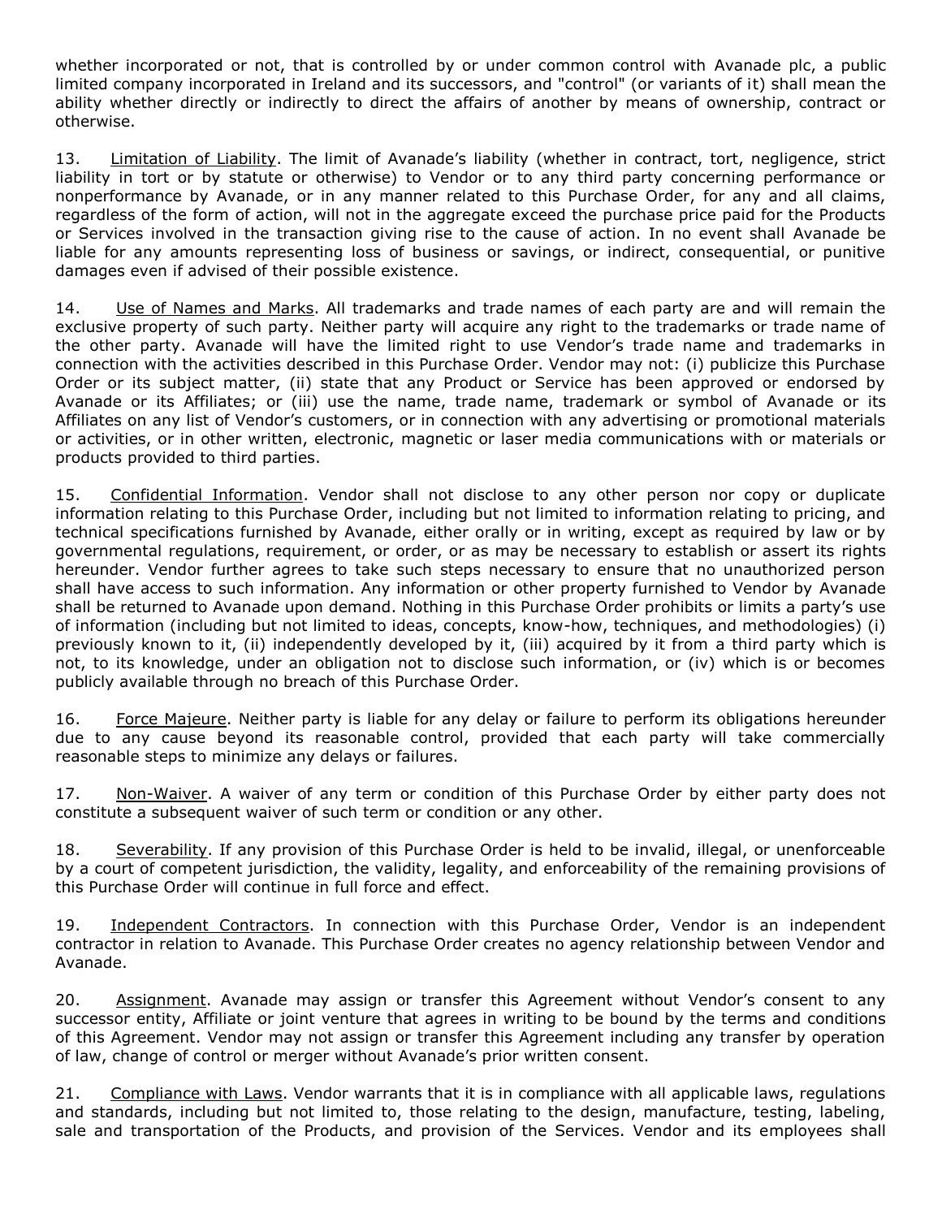whether incorporated or not, that is controlled by or under common control with Avanade plc, a public limited company incorporated in Ireland and its successors, and "control" (or variants of it) shall mean the ability whether directly or indirectly to direct the affairs of another by means of ownership, contract or otherwise.

13. Limitation of Liability. The limit of Avanade's liability (whether in contract, tort, negligence, strict liability in tort or by statute or otherwise) to Vendor or to any third party concerning performance or nonperformance by Avanade, or in any manner related to this Purchase Order, for any and all claims, regardless of the form of action, will not in the aggregate exceed the purchase price paid for the Products or Services involved in the transaction giving rise to the cause of action. In no event shall Avanade be liable for any amounts representing loss of business or savings, or indirect, consequential, or punitive damages even if advised of their possible existence.

14. Use of Names and Marks. All trademarks and trade names of each party are and will remain the exclusive property of such party. Neither party will acquire any right to the trademarks or trade name of the other party. Avanade will have the limited right to use Vendor's trade name and trademarks in connection with the activities described in this Purchase Order. Vendor may not: (i) publicize this Purchase Order or its subject matter, (ii) state that any Product or Service has been approved or endorsed by Avanade or its Affiliates; or (iii) use the name, trade name, trademark or symbol of Avanade or its Affiliates on any list of Vendor's customers, or in connection with any advertising or promotional materials or activities, or in other written, electronic, magnetic or laser media communications with or materials or products provided to third parties.

15. Confidential Information. Vendor shall not disclose to any other person nor copy or duplicate information relating to this Purchase Order, including but not limited to information relating to pricing, and technical specifications furnished by Avanade, either orally or in writing, except as required by law or by governmental regulations, requirement, or order, or as may be necessary to establish or assert its rights hereunder. Vendor further agrees to take such steps necessary to ensure that no unauthorized person shall have access to such information. Any information or other property furnished to Vendor by Avanade shall be returned to Avanade upon demand. Nothing in this Purchase Order prohibits or limits a party's use of information (including but not limited to ideas, concepts, know-how, techniques, and methodologies) (i) previously known to it, (ii) independently developed by it, (iii) acquired by it from a third party which is not, to its knowledge, under an obligation not to disclose such information, or (iv) which is or becomes publicly available through no breach of this Purchase Order.

16. Force Majeure. Neither party is liable for any delay or failure to perform its obligations hereunder due to any cause beyond its reasonable control, provided that each party will take commercially reasonable steps to minimize any delays or failures.

17. Non-Waiver. A waiver of any term or condition of this Purchase Order by either party does not constitute a subsequent waiver of such term or condition or any other.

18. Severability. If any provision of this Purchase Order is held to be invalid, illegal, or unenforceable by a court of competent jurisdiction, the validity, legality, and enforceability of the remaining provisions of this Purchase Order will continue in full force and effect.

19. Independent Contractors. In connection with this Purchase Order, Vendor is an independent contractor in relation to Avanade. This Purchase Order creates no agency relationship between Vendor and Avanade.

20. Assignment. Avanade may assign or transfer this Agreement without Vendor's consent to any successor entity, Affiliate or joint venture that agrees in writing to be bound by the terms and conditions of this Agreement. Vendor may not assign or transfer this Agreement including any transfer by operation of law, change of control or merger without Avanade's prior written consent.

21. Compliance with Laws. Vendor warrants that it is in compliance with all applicable laws, regulations and standards, including but not limited to, those relating to the design, manufacture, testing, labeling, sale and transportation of the Products, and provision of the Services. Vendor and its employees shall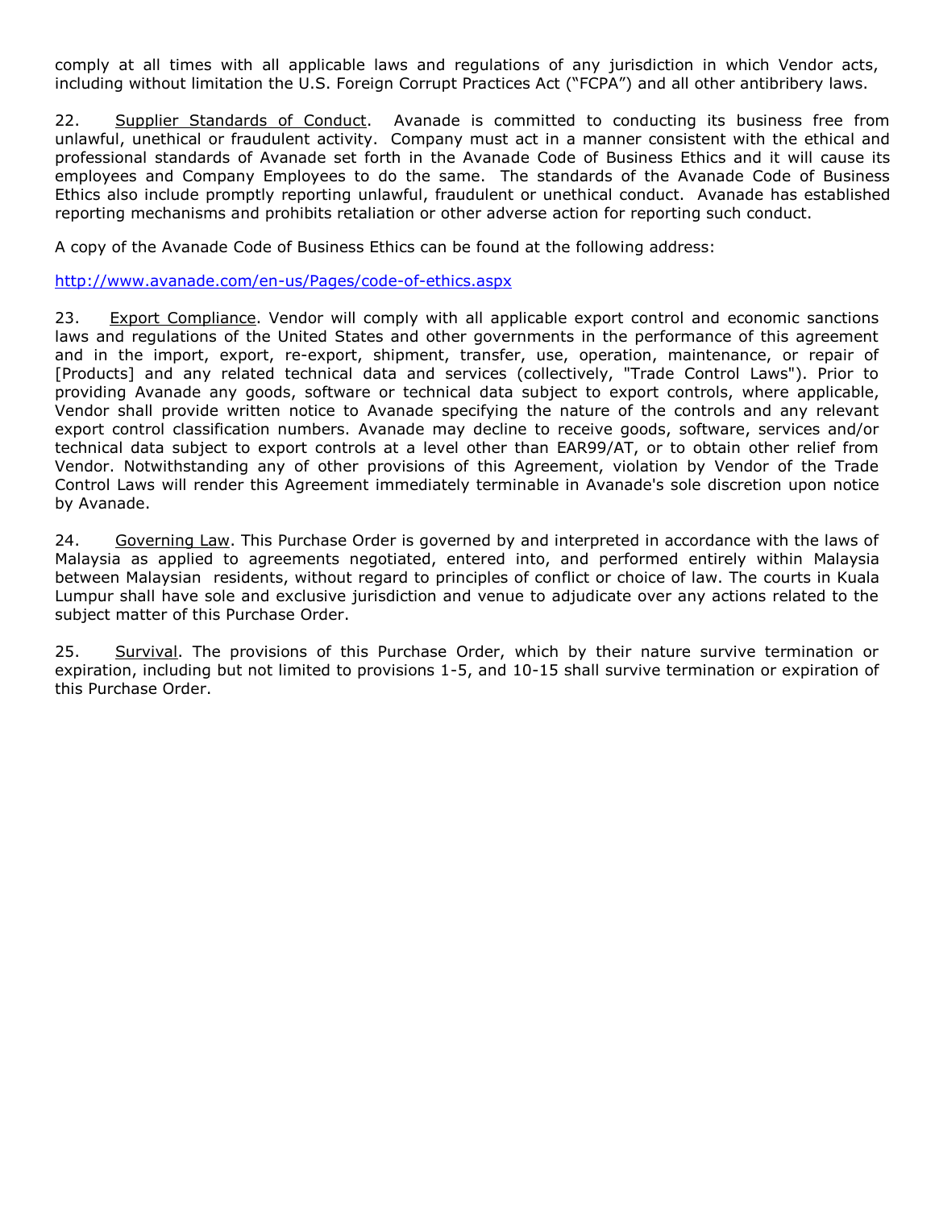comply at all times with all applicable laws and regulations of any jurisdiction in which Vendor acts, including without limitation the U.S. Foreign Corrupt Practices Act ("FCPA") and all other antibribery laws.

22. Supplier Standards of Conduct. Avanade is committed to conducting its business free from unlawful, unethical or fraudulent activity. Company must act in a manner consistent with the ethical and professional standards of Avanade set forth in the Avanade Code of Business Ethics and it will cause its employees and Company Employees to do the same. The standards of the Avanade Code of Business Ethics also include promptly reporting unlawful, fraudulent or unethical conduct. Avanade has established reporting mechanisms and prohibits retaliation or other adverse action for reporting such conduct.

A copy of the Avanade Code of Business Ethics can be found at the following address:

http://www.avanade.com/en-us/Pages/code-of-ethics.aspx

23. Export Compliance. Vendor will comply with all applicable export control and economic sanctions laws and regulations of the United States and other governments in the performance of this agreement and in the import, export, re-export, shipment, transfer, use, operation, maintenance, or repair of [Products] and any related technical data and services (collectively, "Trade Control Laws"). Prior to providing Avanade any goods, software or technical data subject to export controls, where applicable, Vendor shall provide written notice to Avanade specifying the nature of the controls and any relevant export control classification numbers. Avanade may decline to receive goods, software, services and/or technical data subject to export controls at a level other than EAR99/AT, or to obtain other relief from Vendor. Notwithstanding any of other provisions of this Agreement, violation by Vendor of the Trade Control Laws will render this Agreement immediately terminable in Avanade's sole discretion upon notice by Avanade.

24. Governing Law. This Purchase Order is governed by and interpreted in accordance with the laws of Malaysia as applied to agreements negotiated, entered into, and performed entirely within Malaysia between Malaysian residents, without regard to principles of conflict or choice of law. The courts in Kuala Lumpur shall have sole and exclusive jurisdiction and venue to adjudicate over any actions related to the subject matter of this Purchase Order.

25. Survival. The provisions of this Purchase Order, which by their nature survive termination or expiration, including but not limited to provisions 1-5, and 10-15 shall survive termination or expiration of this Purchase Order.